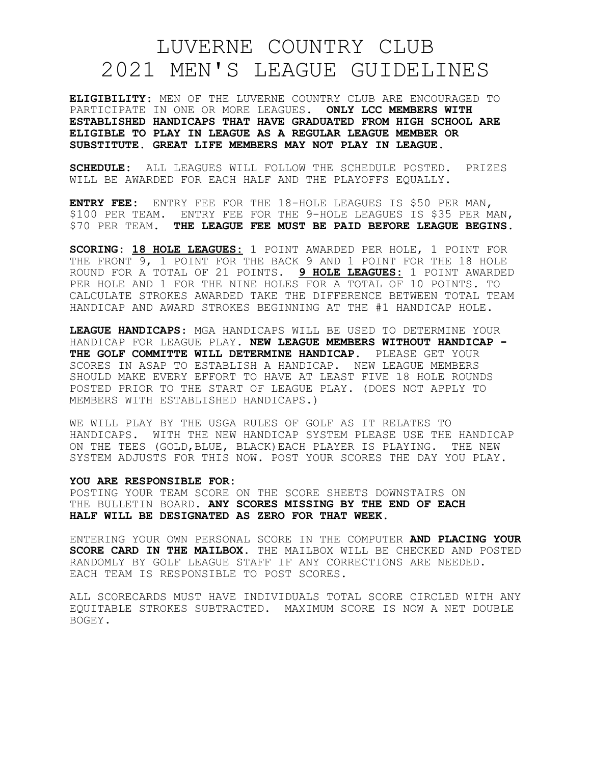# LUVERNE COUNTRY CLUB
# 2021 MEN'S LEAGUE GUIDELINES

**ELIGIBILITY:** MEN OF THE LUVERNE COUNTRY CLUB ARE ENCOURAGED TO PARTICIPATE IN ONE OR MORE LEAGUES. **ONLY LCC MEMBERS WITH ESTABLISHED HANDICAPS THAT HAVE GRADUATED FROM HIGH SCHOOL ARE ELIGIBLE TO PLAY IN LEAGUE AS A REGULAR LEAGUE MEMBER OR SUBSTITUTE. GREAT LIFE MEMBERS MAY NOT PLAY IN LEAGUE.**

**SCHEDULE:** ALL LEAGUES WILL FOLLOW THE SCHEDULE POSTED. PRIZES WILL BE AWARDED FOR EACH HALF AND THE PLAYOFFS EQUALLY.

**ENTRY FEE:** ENTRY FEE FOR THE 18-HOLE LEAGUES IS $50 PER MAN, $100 PER TEAM. ENTRY FEE FOR THE 9-HOLE LEAGUES IS $35 PER MAN, $70 PER TEAM. **THE LEAGUE FEE MUST BE PAID BEFORE LEAGUE BEGINS.**

**SCORING:** **18 HOLE LEAGUES:** 1 POINT AWARDED PER HOLE, 1 POINT FOR THE FRONT 9, 1 POINT FOR THE BACK 9 AND 1 POINT FOR THE 18 HOLE ROUND FOR A TOTAL OF 21 POINTS. **9 HOLE LEAGUES:** 1 POINT AWARDED PER HOLE AND 1 FOR THE NINE HOLES FOR A TOTAL OF 10 POINTS. TO CALCULATE STROKES AWARDED TAKE THE DIFFERENCE BETWEEN TOTAL TEAM HANDICAP AND AWARD STROKES BEGINNING AT THE #1 HANDICAP HOLE.

**LEAGUE HANDICAPS:** MGA HANDICAPS WILL BE USED TO DETERMINE YOUR HANDICAP FOR LEAGUE PLAY. **NEW LEAGUE MEMBERS WITHOUT HANDICAP - THE GOLF COMMITTE WILL DETERMINE HANDICAP.** PLEASE GET YOUR SCORES IN ASAP TO ESTABLISH A HANDICAP. NEW LEAGUE MEMBERS SHOULD MAKE EVERY EFFORT TO HAVE AT LEAST FIVE 18 HOLE ROUNDS POSTED PRIOR TO THE START OF LEAGUE PLAY. (DOES NOT APPLY TO MEMBERS WITH ESTABLISHED HANDICAPS.)

WE WILL PLAY BY THE USGA RULES OF GOLF AS IT RELATES TO HANDICAPS. WITH THE NEW HANDICAP SYSTEM PLEASE USE THE HANDICAP ON THE TEES (GOLD,BLUE, BLACK)EACH PLAYER IS PLAYING. THE NEW SYSTEM ADJUSTS FOR THIS NOW. POST YOUR SCORES THE DAY YOU PLAY.

**YOU ARE RESPONSIBLE FOR:**

POSTING YOUR TEAM SCORE ON THE SCORE SHEETS DOWNSTAIRS ON THE BULLETIN BOARD. **ANY SCORES MISSING BY THE END OF EACH HALF WILL BE DESIGNATED AS ZERO FOR THAT WEEK.**

ENTERING YOUR OWN PERSONAL SCORE IN THE COMPUTER **AND PLACING YOUR SCORE CARD IN THE MAILBOX.** THE MAILBOX WILL BE CHECKED AND POSTED RANDOMLY BY GOLF LEAGUE STAFF IF ANY CORRECTIONS ARE NEEDED. EACH TEAM IS RESPONSIBLE TO POST SCORES.

ALL SCORECARDS MUST HAVE INDIVIDUALS TOTAL SCORE CIRCLED WITH ANY EQUITABLE STROKES SUBTRACTED. MAXIMUM SCORE IS NOW A NET DOUBLE BOGEY.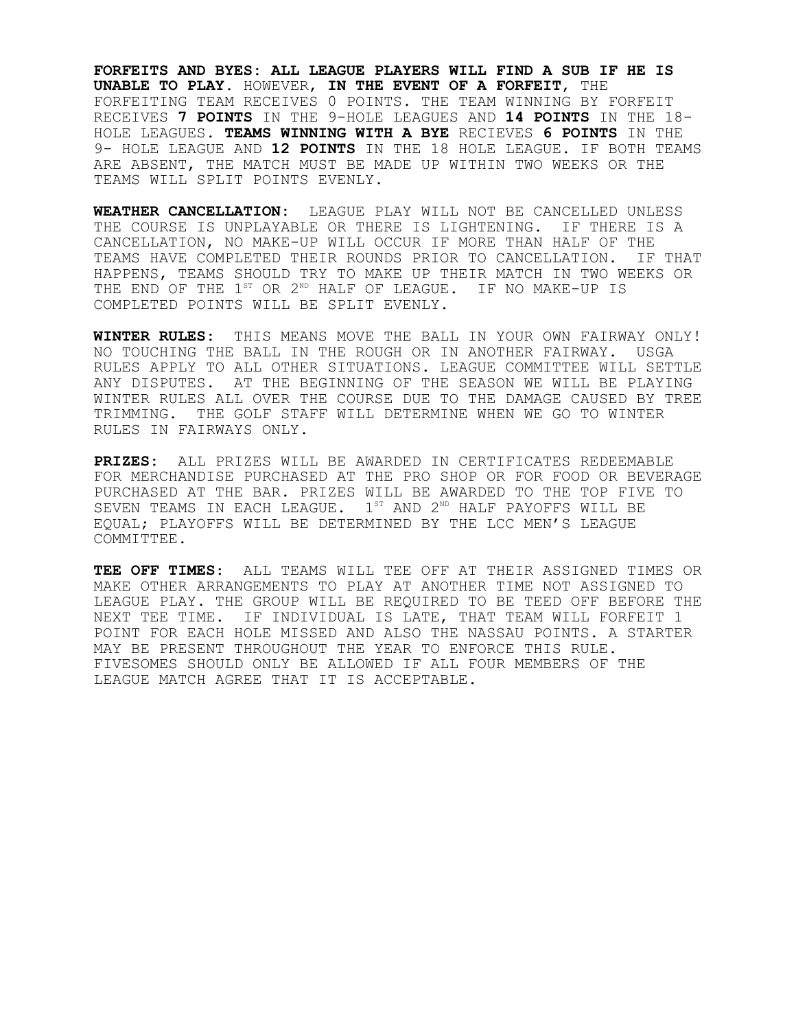**FORFEITS AND BYES: ALL LEAGUE PLAYERS WILL FIND A SUB IF HE IS UNABLE TO PLAY**. HOWEVER, **IN THE EVENT OF A FORFEIT**, THE FORFEITING TEAM RECEIVES 0 POINTS. THE TEAM WINNING BY FORFEIT RECEIVES **7 POINTS** IN THE 9-HOLE LEAGUES AND **14 POINTS** IN THE 18-HOLE LEAGUES. **TEAMS WINNING WITH A BYE** RECIEVES **6 POINTS** IN THE 9- HOLE LEAGUE AND **12 POINTS** IN THE 18 HOLE LEAGUE. IF BOTH TEAMS ARE ABSENT, THE MATCH MUST BE MADE UP WITHIN TWO WEEKS OR THE TEAMS WILL SPLIT POINTS EVENLY.

**WEATHER CANCELLATION**: LEAGUE PLAY WILL NOT BE CANCELLED UNLESS THE COURSE IS UNPLAYABLE OR THERE IS LIGHTENING. IF THERE IS A CANCELLATION, NO MAKE-UP WILL OCCUR IF MORE THAN HALF OF THE TEAMS HAVE COMPLETED THEIR ROUNDS PRIOR TO CANCELLATION. IF THAT HAPPENS, TEAMS SHOULD TRY TO MAKE UP THEIR MATCH IN TWO WEEKS OR THE END OF THE 1ST OR 2ND HALF OF LEAGUE. IF NO MAKE-UP IS COMPLETED POINTS WILL BE SPLIT EVENLY.

**WINTER RULES**: THIS MEANS MOVE THE BALL IN YOUR OWN FAIRWAY ONLY! NO TOUCHING THE BALL IN THE ROUGH OR IN ANOTHER FAIRWAY. USGA RULES APPLY TO ALL OTHER SITUATIONS. LEAGUE COMMITTEE WILL SETTLE ANY DISPUTES. AT THE BEGINNING OF THE SEASON WE WILL BE PLAYING WINTER RULES ALL OVER THE COURSE DUE TO THE DAMAGE CAUSED BY TREE TRIMMING. THE GOLF STAFF WILL DETERMINE WHEN WE GO TO WINTER RULES IN FAIRWAYS ONLY.

**PRIZES**: ALL PRIZES WILL BE AWARDED IN CERTIFICATES REDEEMABLE FOR MERCHANDISE PURCHASED AT THE PRO SHOP OR FOR FOOD OR BEVERAGE PURCHASED AT THE BAR. PRIZES WILL BE AWARDED TO THE TOP FIVE TO SEVEN TEAMS IN EACH LEAGUE. 1ST AND 2ND HALF PAYOFFS WILL BE EQUAL; PLAYOFFS WILL BE DETERMINED BY THE LCC MEN'S LEAGUE COMMITTEE.

**TEE OFF TIMES**: ALL TEAMS WILL TEE OFF AT THEIR ASSIGNED TIMES OR MAKE OTHER ARRANGEMENTS TO PLAY AT ANOTHER TIME NOT ASSIGNED TO LEAGUE PLAY. THE GROUP WILL BE REQUIRED TO BE TEED OFF BEFORE THE NEXT TEE TIME. IF INDIVIDUAL IS LATE, THAT TEAM WILL FORFEIT 1 POINT FOR EACH HOLE MISSED AND ALSO THE NASSAU POINTS. A STARTER MAY BE PRESENT THROUGHOUT THE YEAR TO ENFORCE THIS RULE. FIVESOMES SHOULD ONLY BE ALLOWED IF ALL FOUR MEMBERS OF THE LEAGUE MATCH AGREE THAT IT IS ACCEPTABLE.